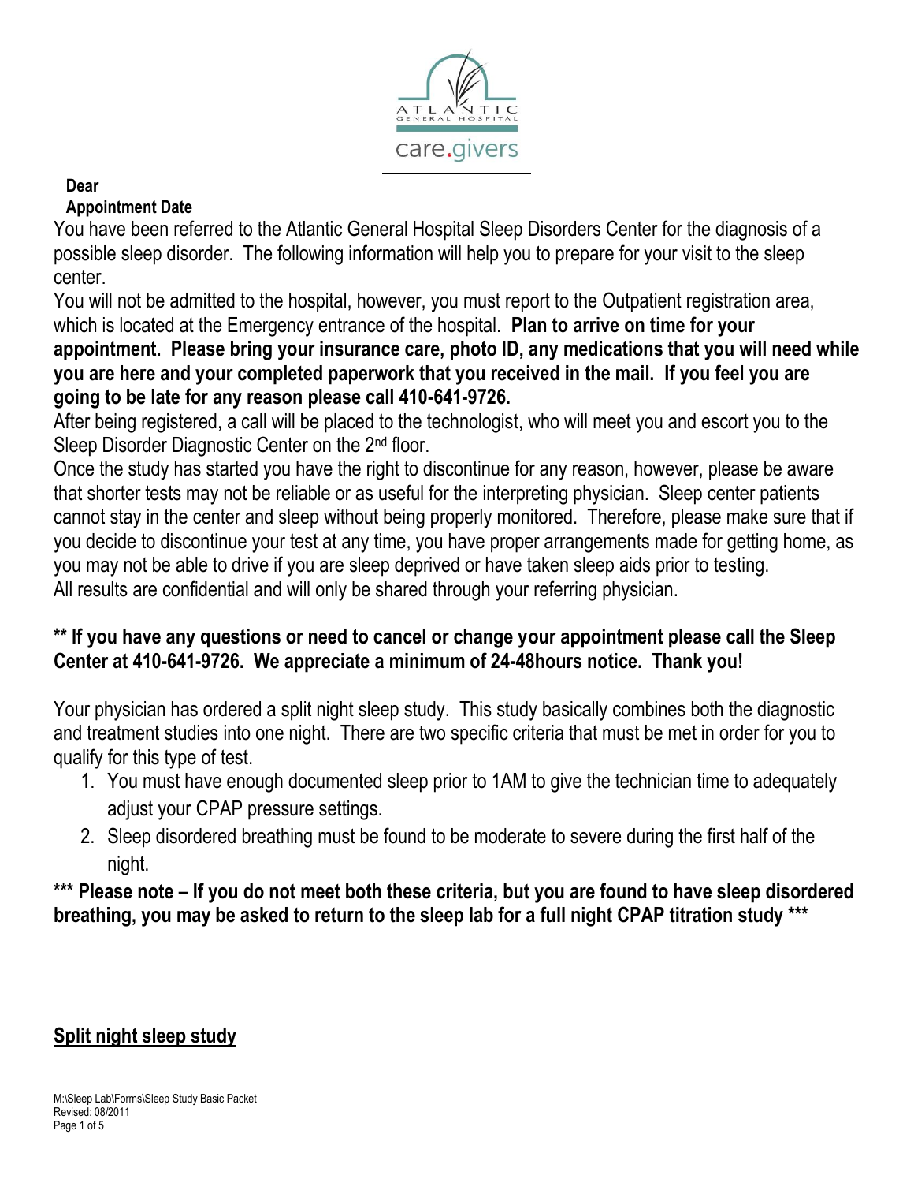**Dear**

**Appointment Date**

You have been referred to the Atlantic General Hospital Sleep Disorders Center for the diagnosis of a possible sleep disorder. The following information will help you to prepare for your visit to the sleep center.

You will not be admitted to the hospital, however, you must report to the Outpatient registration area, which is located at the Emergency entrance of the hospital. **Plan to arrive on time for your appointment. Please bring your insurance care, photo ID, any medications that you will need while you are here and your completed paperwork that you received in the mail. If you feel you are going to be late for any reason please call 410-641-9726.**

After being registered, a call will be placed to the technologist, who will meet you and escort you to the Sleep Disorder Diagnostic Center on the 2nd floor.

Once the study has started you have the right to discontinue for any reason, however, please be aware that shorter tests may not be reliable or as useful for the interpreting physician. Sleep center patients cannot stay in the center and sleep without being properly monitored. Therefore, please make sure that if you decide to discontinue your test at any time, you have proper arrangements made for getting home, as you may not be able to drive if you are sleep deprived or have taken sleep aids prior to testing.

All results are confidential and will only be shared through your referring physician.

**** If you have any questions or need to cancel or change your appointment please call the Sleep Center at 410-641-9726. We appreciate a minimum of 24-48hours notice. Thank you!**

Your physician has ordered a split night sleep study. This study basically combines both the diagnostic and treatment studies into one night. There are two specific criteria that must be met in order for you to qualify for this type of test.

1. You must have enough documented sleep prior to 1AM to give the technician time to adequately adjust your CPAP pressure settings.
2. Sleep disordered breathing must be found to be moderate to severe during the first half of the night.

***** Please note – If you do not meet both these criteria, but you are found to have sleep disordered breathing, you may be asked to return to the sleep lab for a full night CPAP titration study *****

**<u>Split night sleep study</u>**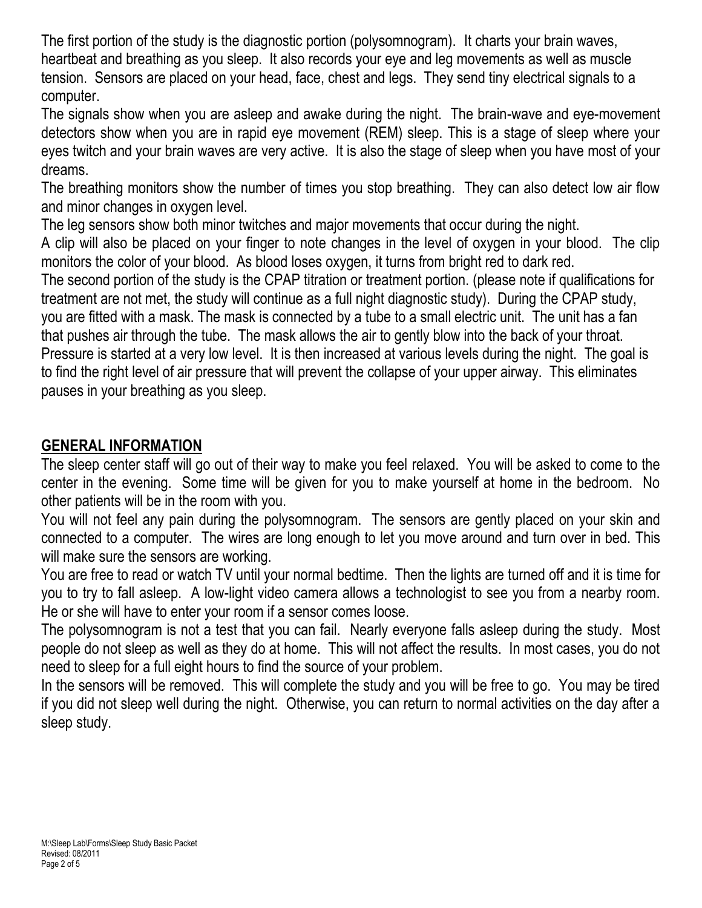The first portion of the study is the diagnostic portion (polysomnogram). It charts your brain waves, heartbeat and breathing as you sleep. It also records your eye and leg movements as well as muscle tension. Sensors are placed on your head, face, chest and legs. They send tiny electrical signals to a computer.

The signals show when you are asleep and awake during the night. The brain-wave and eye-movement detectors show when you are in rapid eye movement (REM) sleep. This is a stage of sleep where your eyes twitch and your brain waves are very active. It is also the stage of sleep when you have most of your dreams.

The breathing monitors show the number of times you stop breathing. They can also detect low air flow and minor changes in oxygen level.

The leg sensors show both minor twitches and major movements that occur during the night.

A clip will also be placed on your finger to note changes in the level of oxygen in your blood. The clip monitors the color of your blood. As blood loses oxygen, it turns from bright red to dark red.

The second portion of the study is the CPAP titration or treatment portion. (please note if qualifications for treatment are not met, the study will continue as a full night diagnostic study). During the CPAP study, you are fitted with a mask. The mask is connected by a tube to a small electric unit. The unit has a fan that pushes air through the tube. The mask allows the air to gently blow into the back of your throat. Pressure is started at a very low level. It is then increased at various levels during the night. The goal is to find the right level of air pressure that will prevent the collapse of your upper airway. This eliminates pauses in your breathing as you sleep.

## GENERAL INFORMATION

The sleep center staff will go out of their way to make you feel relaxed. You will be asked to come to the center in the evening. Some time will be given for you to make yourself at home in the bedroom. No other patients will be in the room with you.

You will not feel any pain during the polysomnogram. The sensors are gently placed on your skin and connected to a computer. The wires are long enough to let you move around and turn over in bed. This will make sure the sensors are working.

You are free to read or watch TV until your normal bedtime. Then the lights are turned off and it is time for you to try to fall asleep. A low-light video camera allows a technologist to see you from a nearby room. He or she will have to enter your room if a sensor comes loose.

The polysomnogram is not a test that you can fail. Nearly everyone falls asleep during the study. Most people do not sleep as well as they do at home. This will not affect the results. In most cases, you do not need to sleep for a full eight hours to find the source of your problem.

In the sensors will be removed. This will complete the study and you will be free to go. You may be tired if you did not sleep well during the night. Otherwise, you can return to normal activities on the day after a sleep study.

M:\Sleep Lab\Forms\Sleep Study Basic Packet
Revised: 08/2011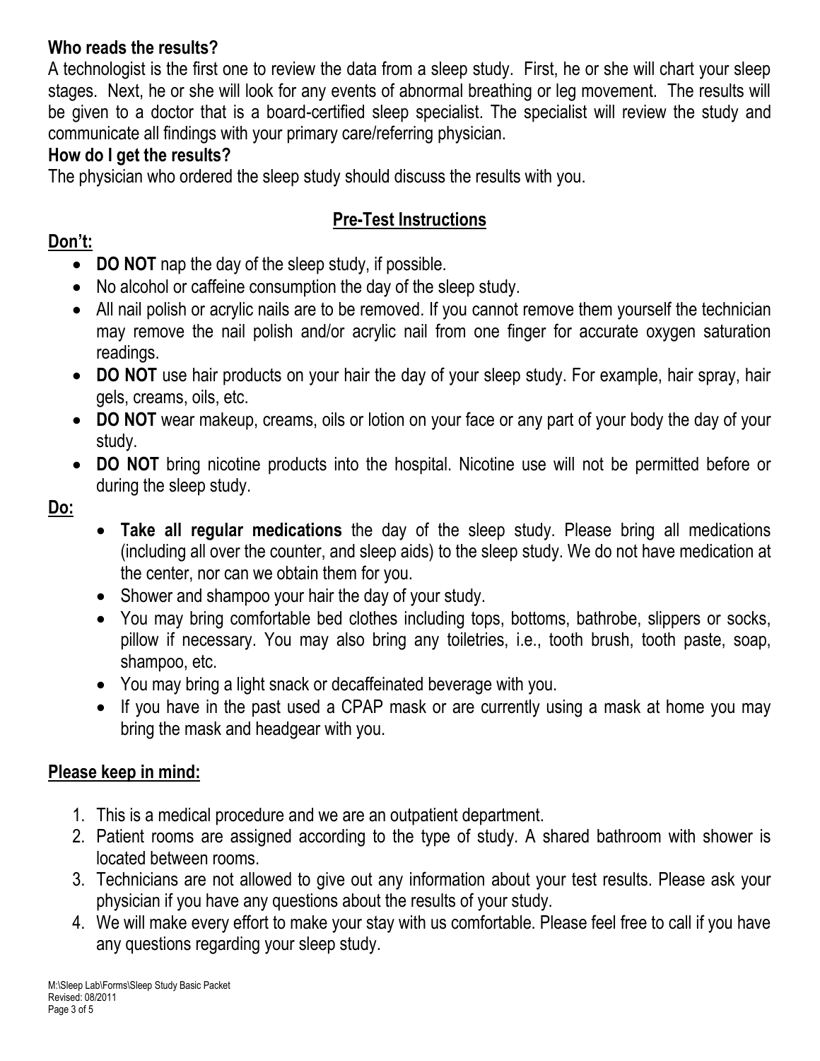**Who reads the results?**

A technologist is the first one to review the data from a sleep study. First, he or she will chart your sleep stages. Next, he or she will look for any events of abnormal breathing or leg movement. The results will be given to a doctor that is a board-certified sleep specialist. The specialist will review the study and communicate all findings with your primary care/referring physician.

**How do I get the results?**

The physician who ordered the sleep study should discuss the results with you.

## Pre-Test Instructions

**Don't:**

- **DO NOT** nap the day of the sleep study, if possible.
- No alcohol or caffeine consumption the day of the sleep study.
- All nail polish or acrylic nails are to be removed. If you cannot remove them yourself the technician may remove the nail polish and/or acrylic nail from one finger for accurate oxygen saturation readings.
- **DO NOT** use hair products on your hair the day of your sleep study. For example, hair spray, hair gels, creams, oils, etc.
- **DO NOT** wear makeup, creams, oils or lotion on your face or any part of your body the day of your study.
- **DO NOT** bring nicotine products into the hospital. Nicotine use will not be permitted before or during the sleep study.

**Do:**

- **Take all regular medications** the day of the sleep study. Please bring all medications (including all over the counter, and sleep aids) to the sleep study. We do not have medication at the center, nor can we obtain them for you.
- Shower and shampoo your hair the day of your study.
- You may bring comfortable bed clothes including tops, bottoms, bathrobe, slippers or socks, pillow if necessary. You may also bring any toiletries, i.e., tooth brush, tooth paste, soap, shampoo, etc.
- You may bring a light snack or decaffeinated beverage with you.
- If you have in the past used a CPAP mask or are currently using a mask at home you may bring the mask and headgear with you.

**Please keep in mind:**

1. This is a medical procedure and we are an outpatient department.
2. Patient rooms are assigned according to the type of study. A shared bathroom with shower is located between rooms.
3. Technicians are not allowed to give out any information about your test results. Please ask your physician if you have any questions about the results of your study.
4. We will make every effort to make your stay with us comfortable. Please feel free to call if you have any questions regarding your sleep study.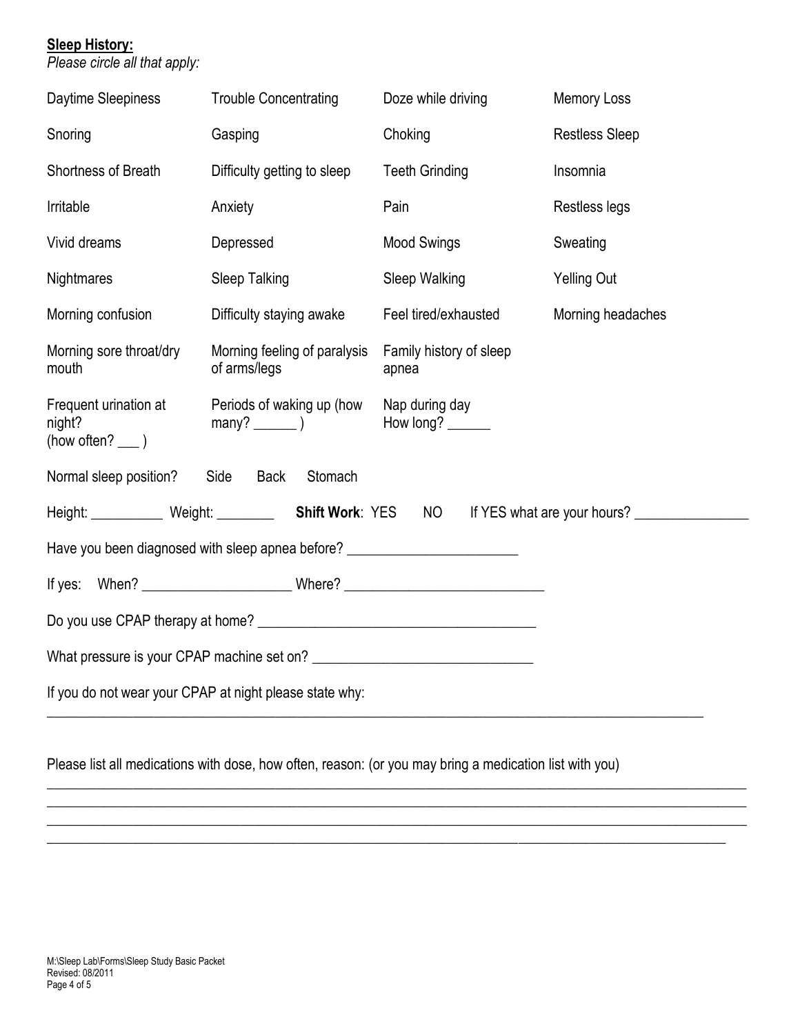**Sleep History:**

*Please circle all that apply:*

| | | | |
|---|---|---|---|
| Daytime Sleepiness | Trouble Concentrating | Doze while driving | Memory Loss |
| Snoring | Gasping | Choking | Restless Sleep |
| Shortness of Breath | Difficulty getting to sleep | Teeth Grinding | Insomnia |
| Irritable | Anxiety | Pain | Restless legs |
| Vivid dreams | Depressed | Mood Swings | Sweating |
| Nightmares | Sleep Talking | Sleep Walking | Yelling Out |
| Morning confusion | Difficulty staying awake | Feel tired/exhausted | Morning headaches |
| Morning sore throat/dry mouth | Morning feeling of paralysis of arms/legs | Family history of sleep apnea | |
| Frequent urination at night? (how often? ___ ) | Periods of waking up (how many? ______ ) | Nap during day How long? ______ | |

Normal sleep position? Side Back Stomach

Height: __________ Weight: ________ **Shift Work**: YES NO If YES what are your hours? ________________

Have you been diagnosed with sleep apnea before? _______________________

If yes: When? ____________________ Where? ___________________________

Do you use CPAP therapy at home? ______________________________________

What pressure is your CPAP machine set on? ______________________________

If you do not wear your CPAP at night please state why:

_____________________________________________________________________________________________

Please list all medications with dose, how often, reason: (or you may bring a medication list with you)

_____________________________________________________________________________________________
_____________________________________________________________________________________________
_____________________________________________________________________________________________
_____________________________________________________________________________________________

M:\Sleep Lab\Forms\Sleep Study Basic Packet
Revised: 08/2011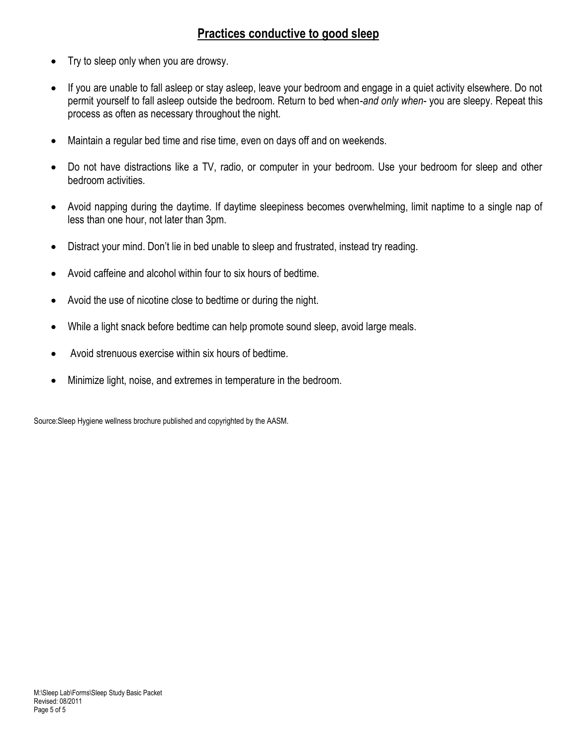## **Practices conductive to good sleep**

- Try to sleep only when you are drowsy.
- If you are unable to fall asleep or stay asleep, leave your bedroom and engage in a quiet activity elsewhere. Do not permit yourself to fall asleep outside the bedroom. Return to bed when-*and only when*- you are sleepy. Repeat this process as often as necessary throughout the night.
- Maintain a regular bed time and rise time, even on days off and on weekends.
- Do not have distractions like a TV, radio, or computer in your bedroom. Use your bedroom for sleep and other bedroom activities.
- Avoid napping during the daytime. If daytime sleepiness becomes overwhelming, limit naptime to a single nap of less than one hour, not later than 3pm.
- Distract your mind. Don't lie in bed unable to sleep and frustrated, instead try reading.
- Avoid caffeine and alcohol within four to six hours of bedtime.
- Avoid the use of nicotine close to bedtime or during the night.
- While a light snack before bedtime can help promote sound sleep, avoid large meals.
- Avoid strenuous exercise within six hours of bedtime.
- Minimize light, noise, and extremes in temperature in the bedroom.

Source:Sleep Hygiene wellness brochure published and copyrighted by the AASM.

M:\Sleep Lab\Forms\Sleep Study Basic Packet
Revised: 08/2011